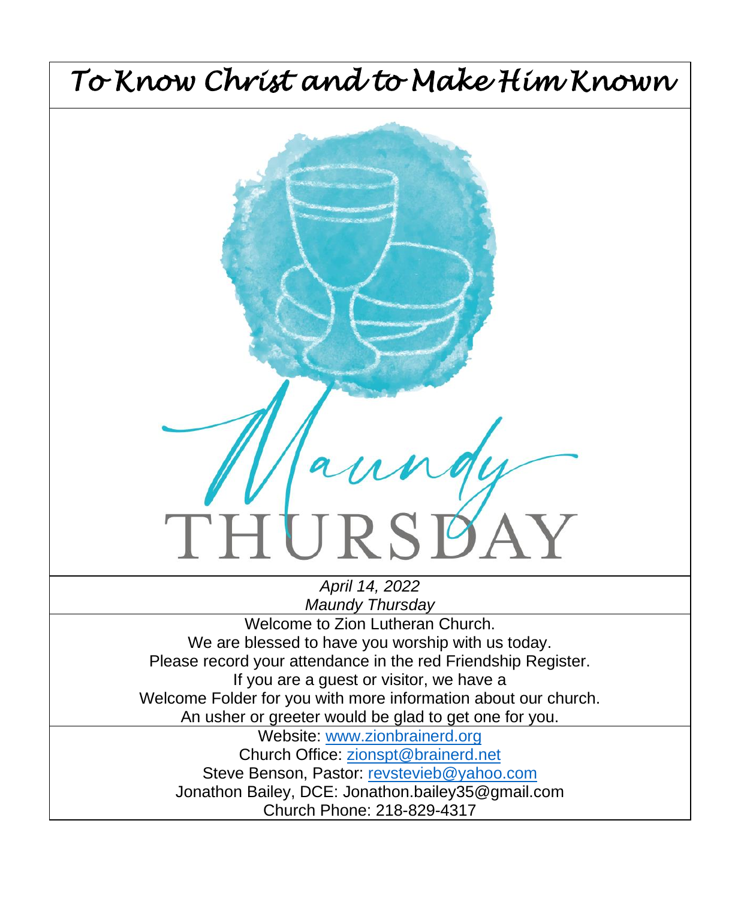# To Know Christ and to Make Him Known

Maundy THURSDAY

*April 14, 2022*
*Maundy Thursday*

Welcome to Zion Lutheran Church.
We are blessed to have you worship with us today.
Please record your attendance in the red Friendship Register.
If you are a guest or visitor, we have a
Welcome Folder for you with more information about our church.
An usher or greeter would be glad to get one for you.

Website: www.zionbrainerd.org
Church Office: zionspt@brainerd.net
Steve Benson, Pastor: revstevieb@yahoo.com
Jonathon Bailey, DCE: Jonathon.bailey35@gmail.com
Church Phone: 218-829-4317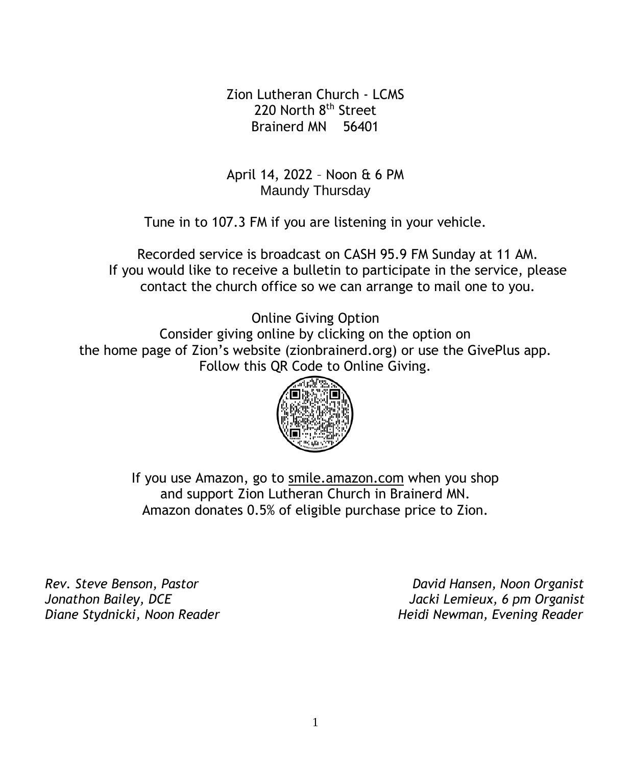Zion Lutheran Church - LCMS
220 North 8th Street
Brainerd MN 56401

April 14, 2022 – Noon & 6 PM
Maundy Thursday

Tune in to 107.3 FM if you are listening in your vehicle.

Recorded service is broadcast on CASH 95.9 FM Sunday at 11 AM.
If you would like to receive a bulletin to participate in the service, please contact the church office so we can arrange to mail one to you.

Online Giving Option
Consider giving online by clicking on the option on the home page of Zion's website (zionbrainerd.org) or use the GivePlus app.
Follow this QR Code to Online Giving.

If you use Amazon, go to smile.amazon.com when you shop and support Zion Lutheran Church in Brainerd MN.
Amazon donates 0.5% of eligible purchase price to Zion.

*Rev. Steve Benson, Pastor*
*Jonathon Bailey, DCE*
*Diane Stydnicki, Noon Reader*

*David Hansen, Noon Organist*
*Jacki Lemieux, 6 pm Organist*
*Heidi Newman, Evening Reader*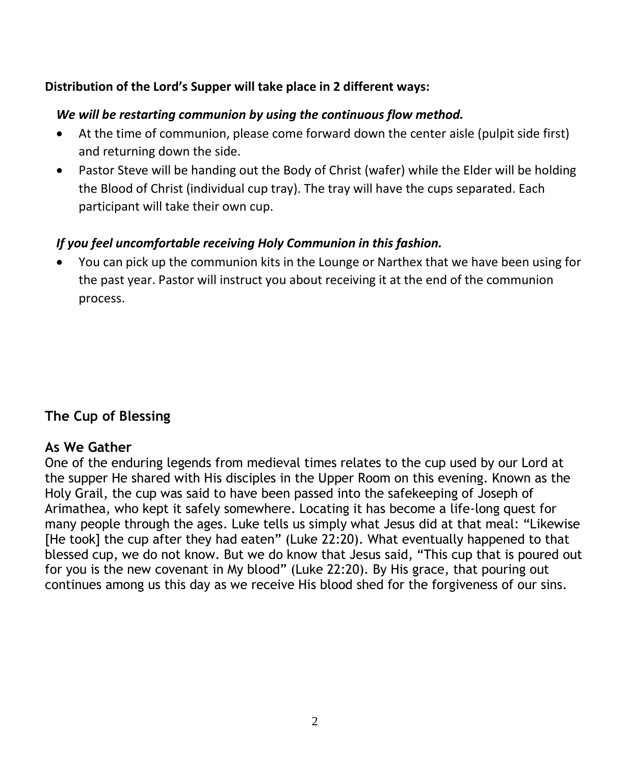**Distribution of the Lord's Supper will take place in 2 different ways:**

***We will be restarting communion by using the continuous flow method.***

- At the time of communion, please come forward down the center aisle (pulpit side first) and returning down the side.
- Pastor Steve will be handing out the Body of Christ (wafer) while the Elder will be holding the Blood of Christ (individual cup tray). The tray will have the cups separated. Each participant will take their own cup.

***If you feel uncomfortable receiving Holy Communion in this fashion.***

- You can pick up the communion kits in the Lounge or Narthex that we have been using for the past year. Pastor will instruct you about receiving it at the end of the communion process.

## The Cup of Blessing

### As We Gather

One of the enduring legends from medieval times relates to the cup used by our Lord at the supper He shared with His disciples in the Upper Room on this evening. Known as the Holy Grail, the cup was said to have been passed into the safekeeping of Joseph of Arimathea, who kept it safely somewhere. Locating it has become a life-long quest for many people through the ages. Luke tells us simply what Jesus did at that meal: "Likewise [He took] the cup after they had eaten" (Luke 22:20). What eventually happened to that blessed cup, we do not know. But we do know that Jesus said, "This cup that is poured out for you is the new covenant in My blood" (Luke 22:20). By His grace, that pouring out continues among us this day as we receive His blood shed for the forgiveness of our sins.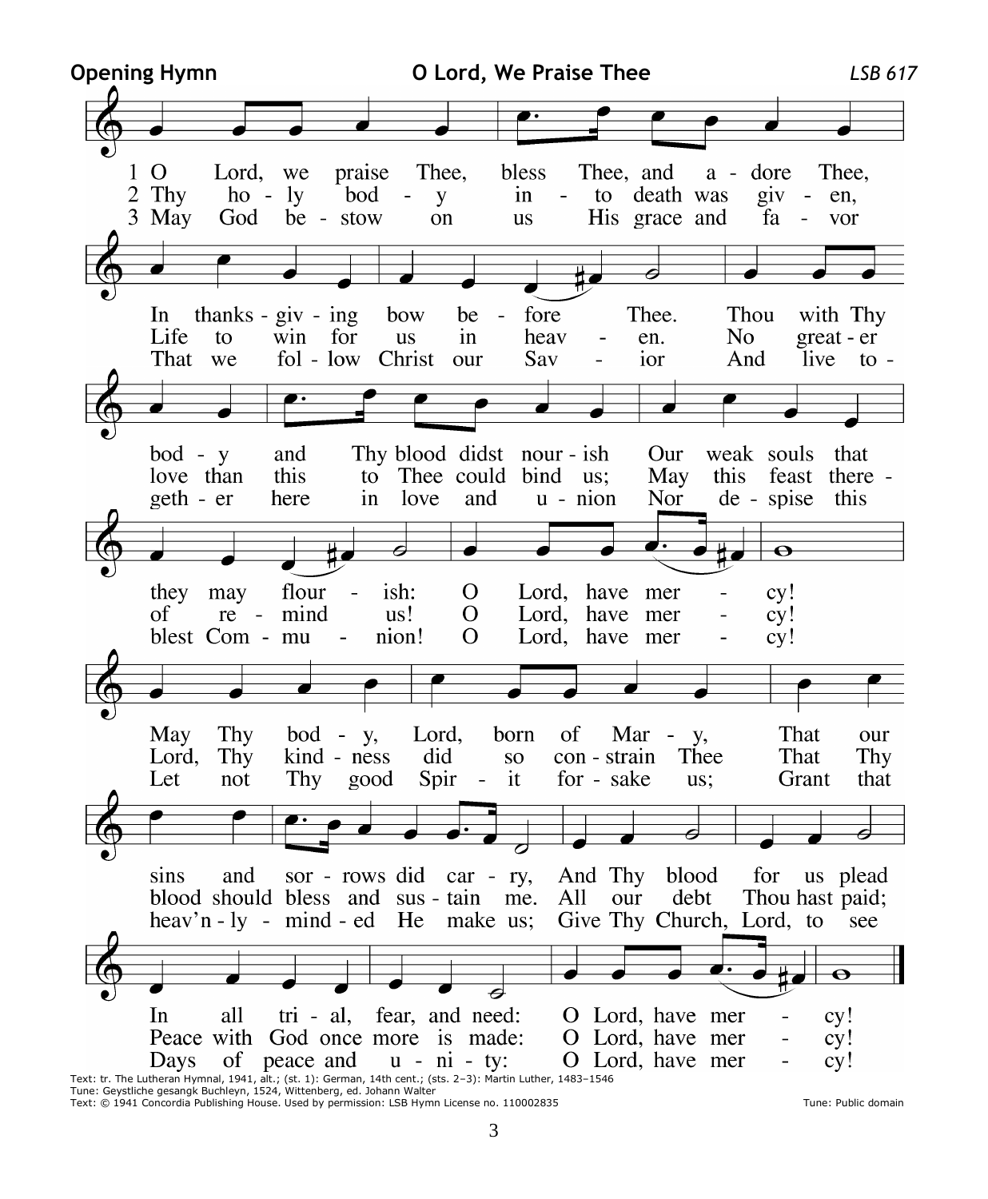**Opening Hymn** **O Lord, We Praise Thee** *LSB 617*

1 O Lord, we praise Thee, bless Thee, and adore Thee,
In thanksgiving bow before Thee.
Thou with Thy body and Thy blood didst nourish
Our weak souls that they may flourish:
O Lord, have mercy!
May Thy body, Lord, born of Mary,
That our sins and sorrows did carry,
And Thy blood for us plead
In all trial, fear, and need:
O Lord, have mercy!

2 Thy holy body into death was given,
Life to win for us in heaven.
No greater love than this to Thee could bind us;
May this feast thereof remind us!
O Lord, have mercy!
Lord, Thy kindness did so constrain Thee
That Thy blood should bless and sustain me.
All our debt Thou hast paid;
Peace with God once more is made:
O Lord, have mercy!

3 May God bestow on us His grace and favor
That we follow Christ our Savior
And live together here in love and union
Nor despise this blest Communion!
O Lord, have mercy!
Let not Thy good Spirit forsake us;
Grant that heav'nly-minded He make us;
Give Thy Church, Lord, to see
Days of peace and unity:
O Lord, have mercy!

Text: tr. The Lutheran Hymnal, 1941, alt.; (st. 1): German, 14th cent.; (sts. 2–3): Martin Luther, 1483–1546
Tune: Geystliche gesangk Buchleyn, 1524, Wittenberg, ed. Johann Walter
Text: © 1941 Concordia Publishing House. Used by permission: LSB Hymn License no. 110002835
Tune: Public domain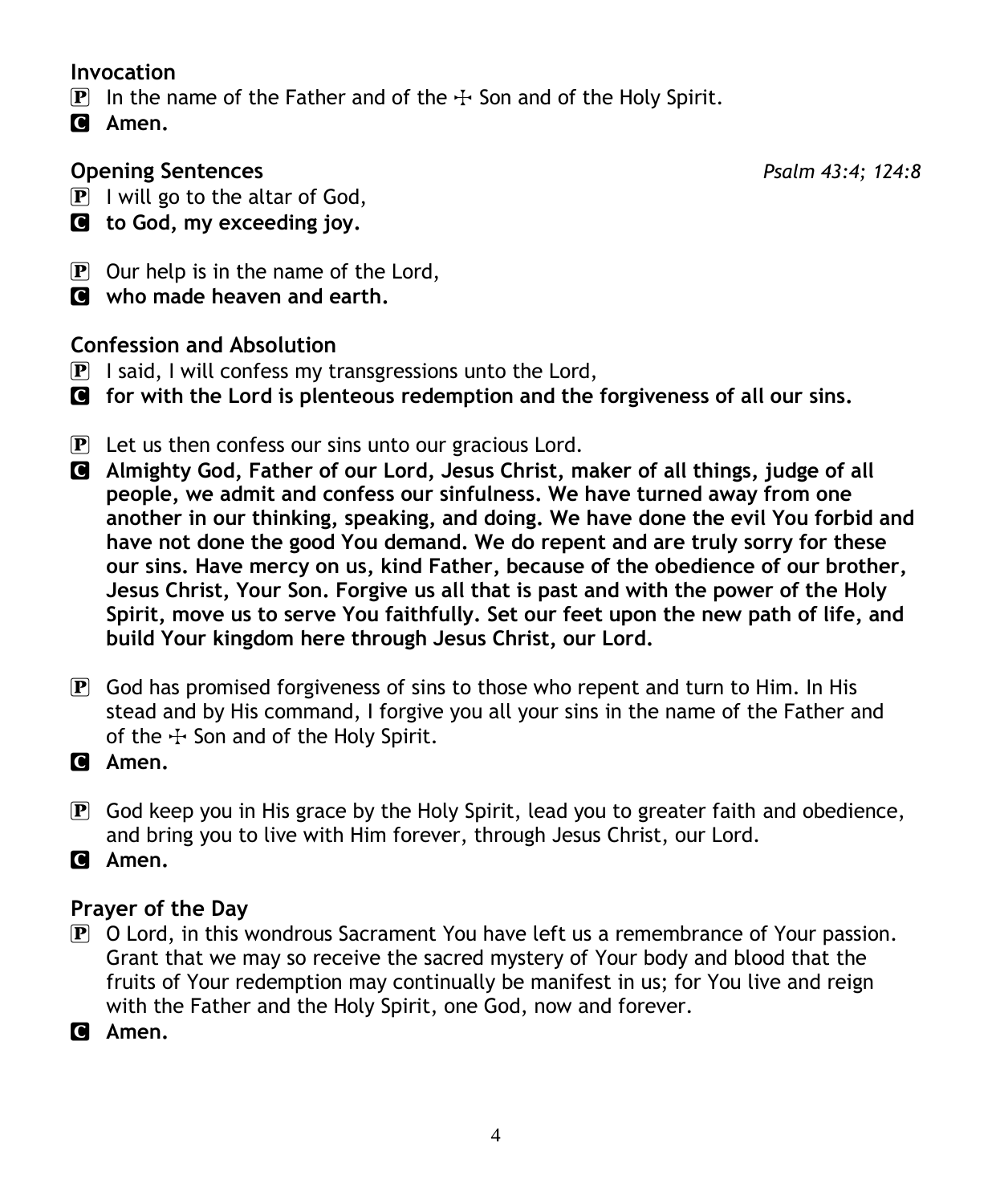## Invocation

P In the name of the Father and of the ☩ Son and of the Holy Spirit.

C **Amen.**

## Opening Sentences *Psalm 43:4; 124:8*

P I will go to the altar of God,

C **to God, my exceeding joy.**

P Our help is in the name of the Lord,

C **who made heaven and earth.**

## Confession and Absolution

P I said, I will confess my transgressions unto the Lord,

C **for with the Lord is plenteous redemption and the forgiveness of all our sins.**

P Let us then confess our sins unto our gracious Lord.

C **Almighty God, Father of our Lord, Jesus Christ, maker of all things, judge of all people, we admit and confess our sinfulness. We have turned away from one another in our thinking, speaking, and doing. We have done the evil You forbid and have not done the good You demand. We do repent and are truly sorry for these our sins. Have mercy on us, kind Father, because of the obedience of our brother, Jesus Christ, Your Son. Forgive us all that is past and with the power of the Holy Spirit, move us to serve You faithfully. Set our feet upon the new path of life, and build Your kingdom here through Jesus Christ, our Lord.**

P God has promised forgiveness of sins to those who repent and turn to Him. In His stead and by His command, I forgive you all your sins in the name of the Father and of the ☩ Son and of the Holy Spirit.

C **Amen.**

P God keep you in His grace by the Holy Spirit, lead you to greater faith and obedience, and bring you to live with Him forever, through Jesus Christ, our Lord.

C **Amen.**

## Prayer of the Day

P O Lord, in this wondrous Sacrament You have left us a remembrance of Your passion. Grant that we may so receive the sacred mystery of Your body and blood that the fruits of Your redemption may continually be manifest in us; for You live and reign with the Father and the Holy Spirit, one God, now and forever.

C **Amen.**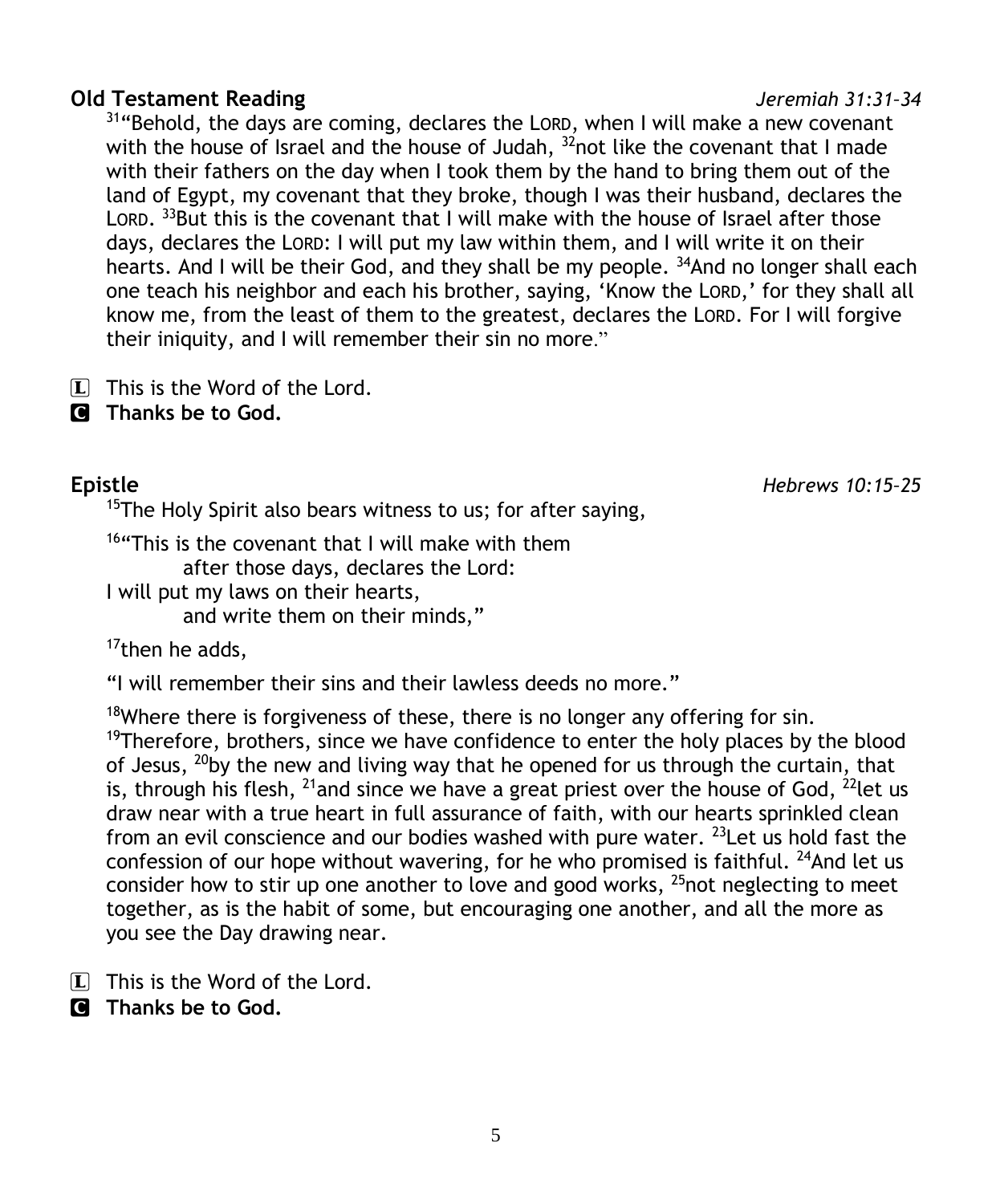**Old Testament Reading** *Jeremiah 31:31–34*

[31]"Behold, the days are coming, declares the LORD, when I will make a new covenant with the house of Israel and the house of Judah, [32]not like the covenant that I made with their fathers on the day when I took them by the hand to bring them out of the land of Egypt, my covenant that they broke, though I was their husband, declares the LORD. [33]But this is the covenant that I will make with the house of Israel after those days, declares the LORD: I will put my law within them, and I will write it on their hearts. And I will be their God, and they shall be my people. [34]And no longer shall each one teach his neighbor and each his brother, saying, 'Know the LORD,' for they shall all know me, from the least of them to the greatest, declares the LORD. For I will forgive their iniquity, and I will remember their sin no more."

L This is the Word of the Lord.
**C Thanks be to God.**

**Epistle** *Hebrews 10:15–25*

[15]The Holy Spirit also bears witness to us; for after saying,

[16]"This is the covenant that I will make with them
after those days, declares the Lord:
I will put my laws on their hearts,
and write them on their minds,"

[17]then he adds,

"I will remember their sins and their lawless deeds no more."

[18]Where there is forgiveness of these, there is no longer any offering for sin. [19]Therefore, brothers, since we have confidence to enter the holy places by the blood of Jesus, [20]by the new and living way that he opened for us through the curtain, that is, through his flesh, [21]and since we have a great priest over the house of God, [22]let us draw near with a true heart in full assurance of faith, with our hearts sprinkled clean from an evil conscience and our bodies washed with pure water. [23]Let us hold fast the confession of our hope without wavering, for he who promised is faithful. [24]And let us consider how to stir up one another to love and good works, [25]not neglecting to meet together, as is the habit of some, but encouraging one another, and all the more as you see the Day drawing near.

L This is the Word of the Lord.
**C Thanks be to God.**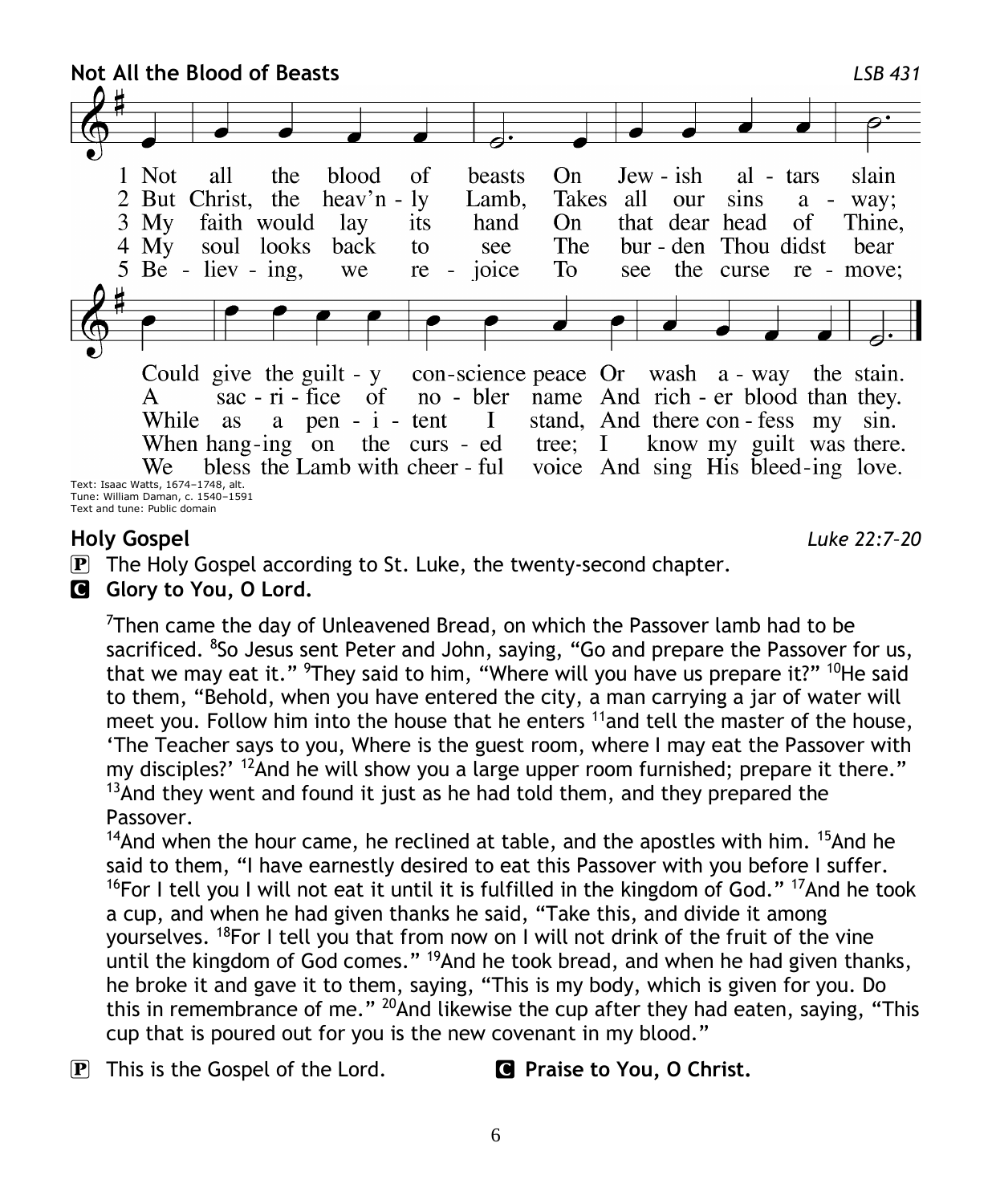**Not All the Blood of Beasts** *LSB 431*

1 Not all the blood of beasts On Jewish altars slain
Could give the guilty conscience peace Or wash away the stain.

2 But Christ, the heav'nly Lamb, Takes all our sins away;
A sacrifice of nobler name And richer blood than they.

3 My faith would lay its hand On that dear head of Thine,
While as a penitent I stand, And there confess my sin.

4 My soul looks back to see The burden Thou didst bear
When hanging on the cursed tree; I know my guilt was there.

5 Believing, we rejoice To see the curse remove;
We bless the Lamb with cheerful voice And sing His bleeding love.

Text: Isaac Watts, 1674–1748, alt.
Tune: William Daman, c. 1540–1591
Text and tune: Public domain

**Holy Gospel** *Luke 22:7–20*

P The Holy Gospel according to St. Luke, the twenty-second chapter.

C **Glory to You, O Lord.**

7Then came the day of Unleavened Bread, on which the Passover lamb had to be sacrificed. 8So Jesus sent Peter and John, saying, "Go and prepare the Passover for us, that we may eat it." 9They said to him, "Where will you have us prepare it?" 10He said to them, "Behold, when you have entered the city, a man carrying a jar of water will meet you. Follow him into the house that he enters 11and tell the master of the house, 'The Teacher says to you, Where is the guest room, where I may eat the Passover with my disciples?' 12And he will show you a large upper room furnished; prepare it there." 13And they went and found it just as he had told them, and they prepared the Passover.

14And when the hour came, he reclined at table, and the apostles with him. 15And he said to them, "I have earnestly desired to eat this Passover with you before I suffer. 16For I tell you I will not eat it until it is fulfilled in the kingdom of God." 17And he took a cup, and when he had given thanks he said, "Take this, and divide it among yourselves. 18For I tell you that from now on I will not drink of the fruit of the vine until the kingdom of God comes." 19And he took bread, and when he had given thanks, he broke it and gave it to them, saying, "This is my body, which is given for you. Do this in remembrance of me." 20And likewise the cup after they had eaten, saying, "This cup that is poured out for you is the new covenant in my blood."

P This is the Gospel of the Lord. C **Praise to You, O Christ.**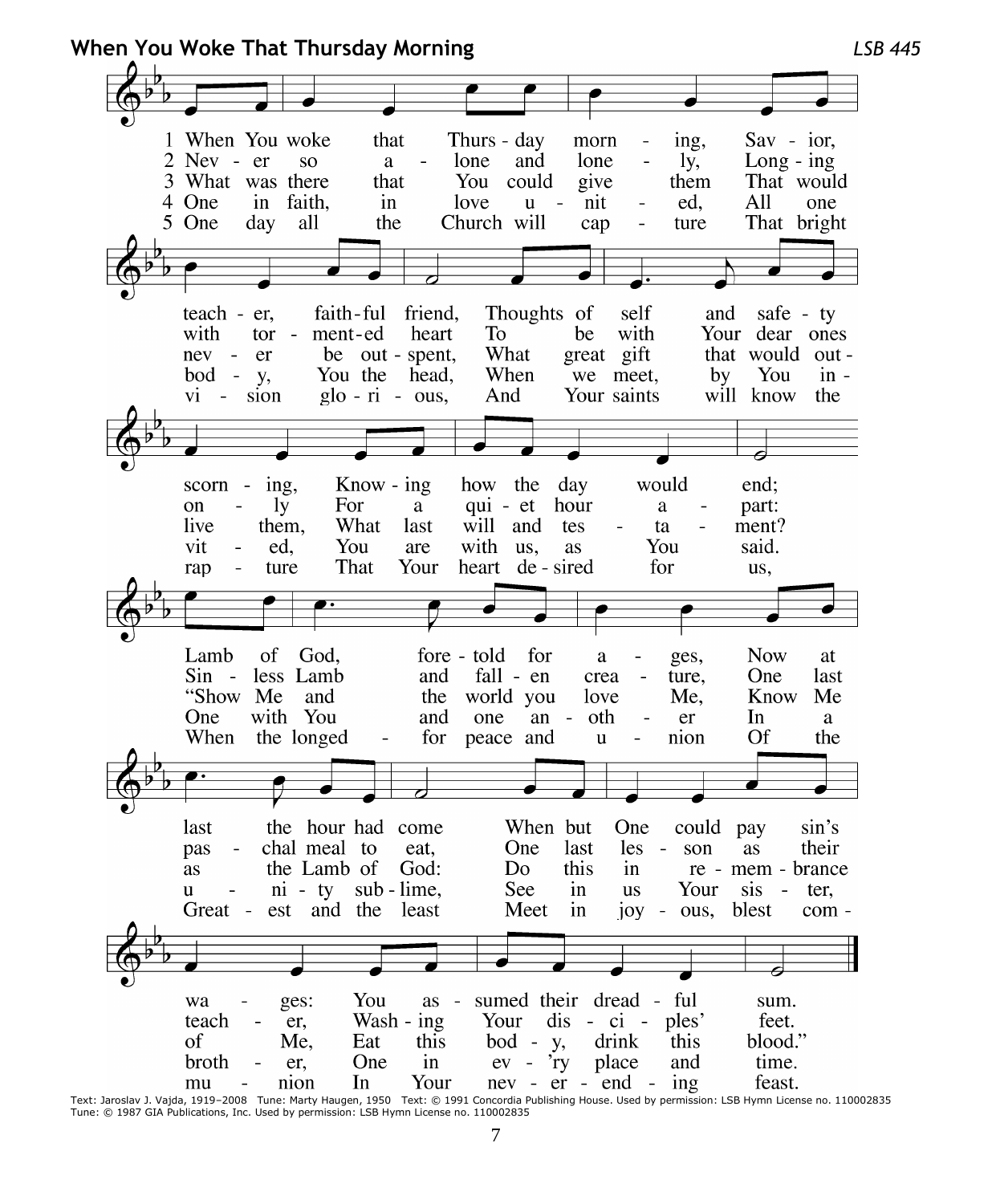## When You Woke That Thursday Morning

*LSB 445*

1 When You woke that Thursday morning,
Savior, teacher, faithful friend,
Thoughts of self and safety scorning,
Knowing how the day would end;
Lamb of God, foretold for ages,
Now at last the hour had come
When but One could pay sin's wages:
You assumed their dreadful sum.

2 Never so alone and lonely,
Longing with tormented heart
To be with Your dear ones only
For a quiet hour apart:
Sinless Lamb and fallen creature,
One last paschal meal to eat,
One last lesson as their teacher,
Washing Your disciples' feet.

3 What was there that You could give them
That would never be outspent,
What great gift that would outlive them,
What last will and testament?
"Show Me and the world you love Me,
Know Me as the Lamb of God:
Do this in remembrance of Me,
Eat this body, drink this blood."

4 One in faith, in love united,
All one body, You the head,
When we meet, by You invited,
You are with us, as You said.
One with You and one another
In a unity sublime,
See in us Your sister, brother,
One in ev'ry place and time.

5 One day all the Church will capture
That bright vision glorious,
And Your saints will know the rapture
That Your heart desired for us,
When the longed-for peace and union
Of the Greatest and the least
Meet in joyous, blest communion
In Your never-ending feast.

Text: Jaroslav J. Vajda, 1919–2008 Tune: Marty Haugen, 1950 Text: © 1991 Concordia Publishing House. Used by permission: LSB Hymn License no. 110002835
Tune: © 1987 GIA Publications, Inc. Used by permission: LSB Hymn License no. 110002835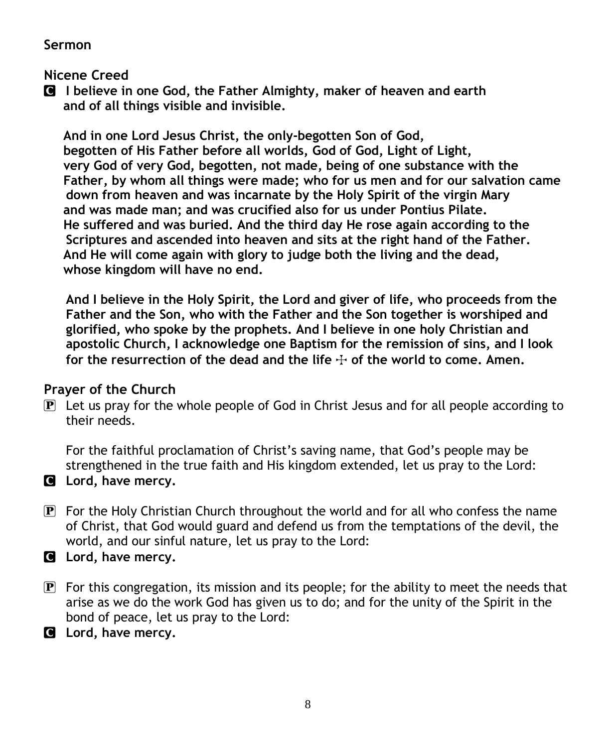**Sermon**

**Nicene Creed**

**C I believe in one God, the Father Almighty, maker of heaven and earth and of all things visible and invisible.**

**And in one Lord Jesus Christ, the only-begotten Son of God, begotten of His Father before all worlds, God of God, Light of Light, very God of very God, begotten, not made, being of one substance with the Father, by whom all things were made; who for us men and for our salvation came down from heaven and was incarnate by the Holy Spirit of the virgin Mary and was made man; and was crucified also for us under Pontius Pilate. He suffered and was buried. And the third day He rose again according to the Scriptures and ascended into heaven and sits at the right hand of the Father. And He will come again with glory to judge both the living and the dead, whose kingdom will have no end.**

**And I believe in the Holy Spirit, the Lord and giver of life, who proceeds from the Father and the Son, who with the Father and the Son together is worshiped and glorified, who spoke by the prophets. And I believe in one holy Christian and apostolic Church, I acknowledge one Baptism for the remission of sins, and I look for the resurrection of the dead and the life ☩ of the world to come. Amen.**

**Prayer of the Church**

P Let us pray for the whole people of God in Christ Jesus and for all people according to their needs.

For the faithful proclamation of Christ's saving name, that God's people may be strengthened in the true faith and His kingdom extended, let us pray to the Lord:

**C Lord, have mercy.**

P For the Holy Christian Church throughout the world and for all who confess the name of Christ, that God would guard and defend us from the temptations of the devil, the world, and our sinful nature, let us pray to the Lord:

**C Lord, have mercy.**

P For this congregation, its mission and its people; for the ability to meet the needs that arise as we do the work God has given us to do; and for the unity of the Spirit in the bond of peace, let us pray to the Lord:

**C Lord, have mercy.**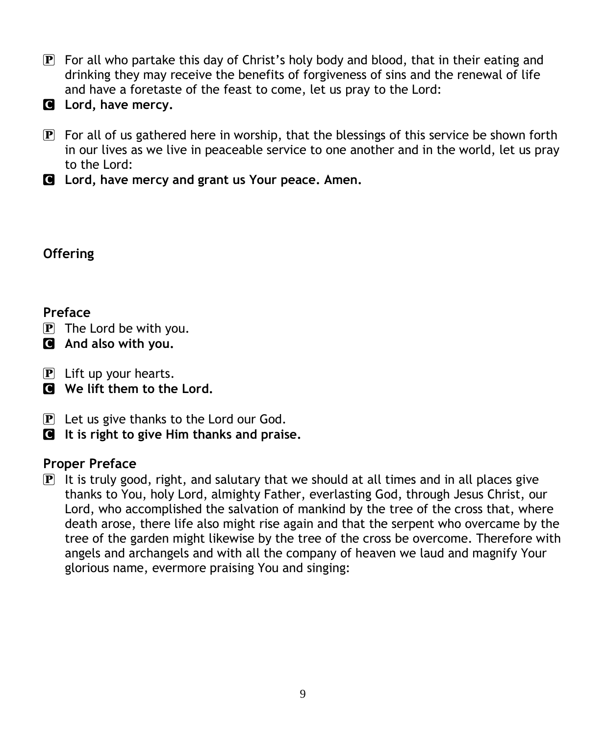P For all who partake this day of Christ's holy body and blood, that in their eating and drinking they may receive the benefits of forgiveness of sins and the renewal of life and have a foretaste of the feast to come, let us pray to the Lord:

C **Lord, have mercy.**

P For all of us gathered here in worship, that the blessings of this service be shown forth in our lives as we live in peaceable service to one another and in the world, let us pray to the Lord:

C **Lord, have mercy and grant us Your peace. Amen.**

## Offering

## Preface

P The Lord be with you.

C **And also with you.**

P Lift up your hearts.

C **We lift them to the Lord.**

P Let us give thanks to the Lord our God.

C **It is right to give Him thanks and praise.**

## Proper Preface

P It is truly good, right, and salutary that we should at all times and in all places give thanks to You, holy Lord, almighty Father, everlasting God, through Jesus Christ, our Lord, who accomplished the salvation of mankind by the tree of the cross that, where death arose, there life also might rise again and that the serpent who overcame by the tree of the garden might likewise by the tree of the cross be overcome. Therefore with angels and archangels and with all the company of heaven we laud and magnify Your glorious name, evermore praising You and singing: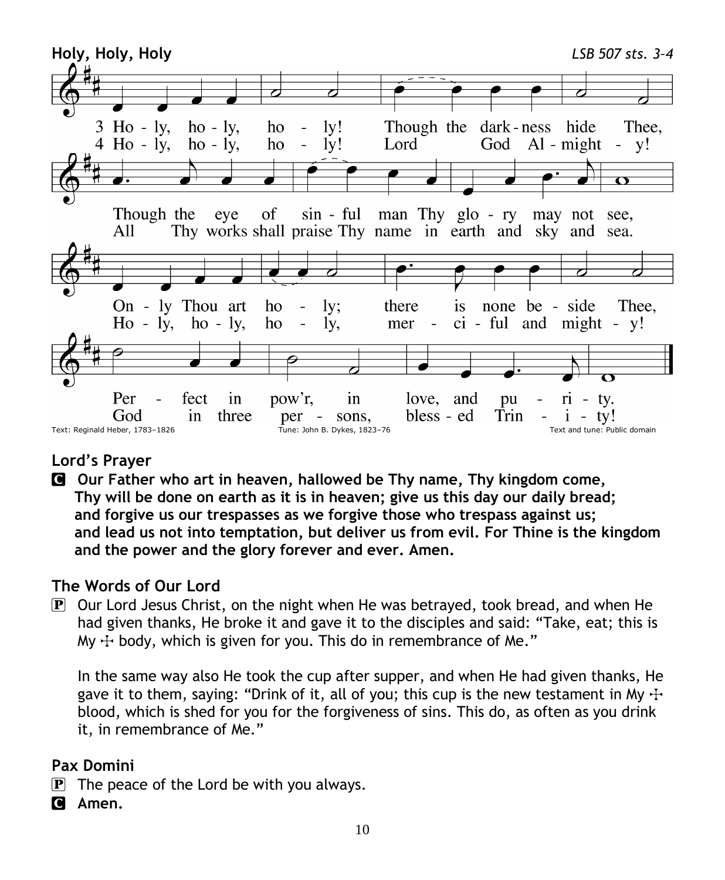**Holy, Holy, Holy** *LSB 507 sts. 3–4*

3 Ho - ly, ho - ly, ho - ly! Though the dark - ness hide Thee,
Though the eye of sin - ful man Thy glo - ry may not see,
On - ly Thou art ho - ly; there is none be - side Thee,
Per - fect in pow'r, in love, and pu - ri - ty.

4 Ho - ly, ho - ly, ho - ly! Lord God Al - might - y!
All Thy works shall praise Thy name in earth and sky and sea.
Ho - ly, ho - ly, ho - ly, mer - ci - ful and might - y!
God in three per - sons, bless - ed Trin - i - ty!

Text: Reginald Heber, 1783–1826 Tune: John B. Dykes, 1823–76 Text and tune: Public domain

## Lord's Prayer

**C** **Our Father who art in heaven, hallowed be Thy name, Thy kingdom come, Thy will be done on earth as it is in heaven; give us this day our daily bread; and forgive us our trespasses as we forgive those who trespass against us; and lead us not into temptation, but deliver us from evil. For Thine is the kingdom and the power and the glory forever and ever. Amen.**

## The Words of Our Lord

**P** Our Lord Jesus Christ, on the night when He was betrayed, took bread, and when He had given thanks, He broke it and gave it to the disciples and said: "Take, eat; this is My ☩ body, which is given for you. This do in remembrance of Me."

In the same way also He took the cup after supper, and when He had given thanks, He gave it to them, saying: "Drink of it, all of you; this cup is the new testament in My ☩ blood, which is shed for you for the forgiveness of sins. This do, as often as you drink it, in remembrance of Me."

## Pax Domini

**P** The peace of the Lord be with you always.

**C** **Amen.**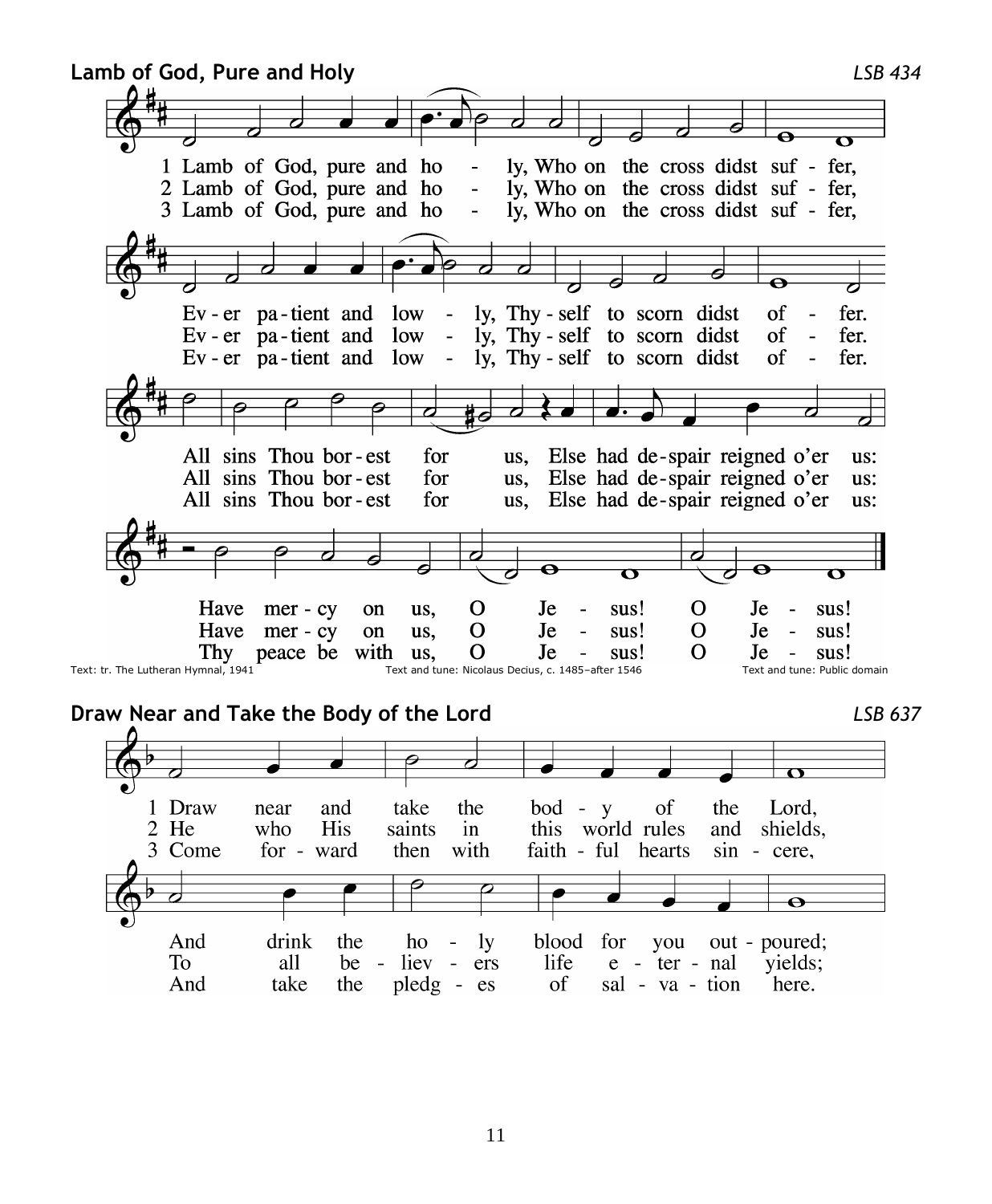## Lamb of God, Pure and Holy

*LSB 434*

1 Lamb of God, pure and holy,
Who on the cross didst suffer,
Ever patient and lowly,
Thyself to scorn didst offer.
All sins Thou borest for us,
Else had despair reigned o'er us:
Have mercy on us, O Jesus! O Jesus!

2 Lamb of God, pure and holy,
Who on the cross didst suffer,
Ever patient and lowly,
Thyself to scorn didst offer.
All sins Thou borest for us,
Else had despair reigned o'er us:
Have mercy on us, O Jesus! O Jesus!

3 Lamb of God, pure and holy,
Who on the cross didst suffer,
Ever patient and lowly,
Thyself to scorn didst offer.
All sins Thou borest for us,
Else had despair reigned o'er us:
Thy peace be with us, O Jesus! O Jesus!

Text: tr. The Lutheran Hymnal, 1941 Text and tune: Nicolaus Decius, c. 1485–after 1546 Text and tune: Public domain

## Draw Near and Take the Body of the Lord

*LSB 637*

1 Draw near and take the body of the Lord,
And drink the holy blood for you outpoured;

2 He who His saints in this world rules and shields,
To all believers life eternal yields;

3 Come forward then with faithful hearts sincere,
And take the pledges of salvation here.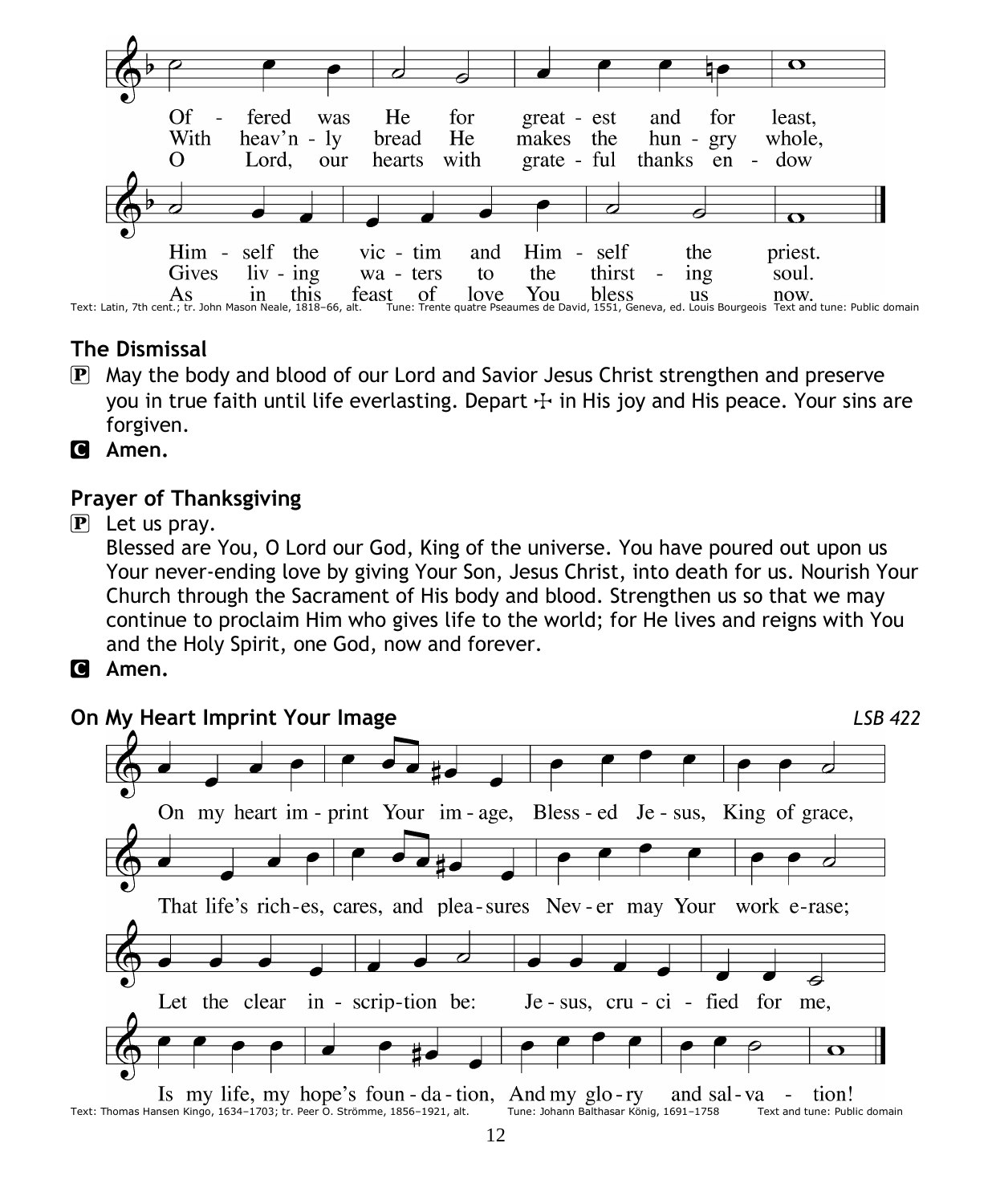Offered was He for greatest and for least,
Himself the victim and Himself the priest.

With heav'nly bread He makes the hungry whole,
Gives living waters to the thirsting soul.

O Lord, our hearts with grateful thanks endow
As in this feast of love You bless us now.

Text: Latin, 7th cent.; tr. John Mason Neale, 1818–66, alt. Tune: Trente quatre Pseaumes de David, 1551, Geneva, ed. Louis Bourgeois Text and tune: Public domain

## The Dismissal

P May the body and blood of our Lord and Savior Jesus Christ strengthen and preserve you in true faith until life everlasting. Depart ☩ in His joy and His peace. Your sins are forgiven.

C **Amen.**

## Prayer of Thanksgiving

P Let us pray.
Blessed are You, O Lord our God, King of the universe. You have poured out upon us Your never-ending love by giving Your Son, Jesus Christ, into death for us. Nourish Your Church through the Sacrament of His body and blood. Strengthen us so that we may continue to proclaim Him who gives life to the world; for He lives and reigns with You and the Holy Spirit, one God, now and forever.

C **Amen.**

## On My Heart Imprint Your Image *LSB 422*

On my heart imprint Your image, Blessed Jesus, King of grace,
That life's riches, cares, and pleasures Never may Your work erase;
Let the clear inscription be: Jesus, crucified for me,
Is my life, my hope's foundation, And my glory and salvation!

Text: Thomas Hansen Kingo, 1634–1703; tr. Peer O. Strömme, 1856–1921, alt. Tune: Johann Balthasar König, 1691–1758 Text and tune: Public domain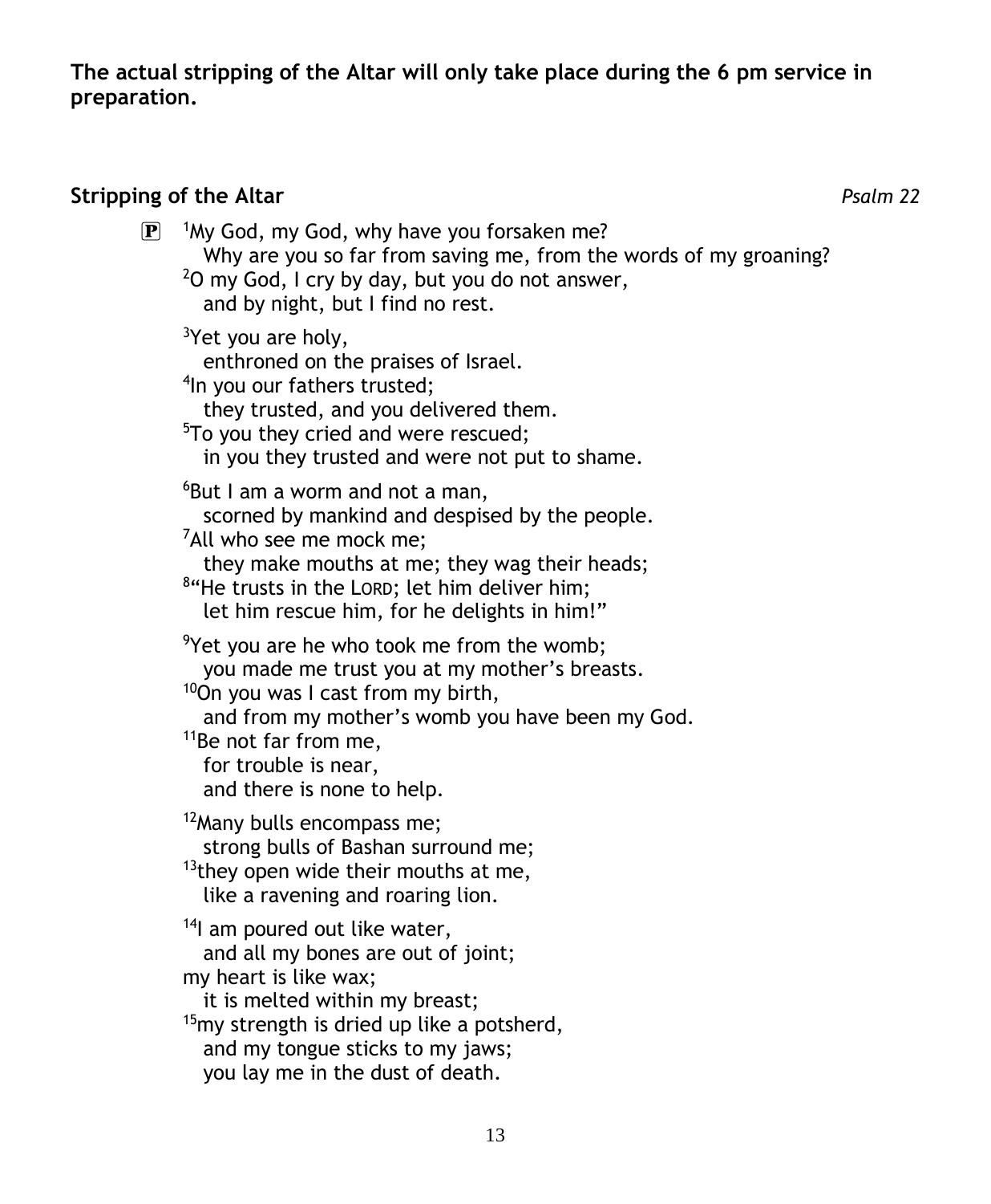**The actual stripping of the Altar will only take place during the 6 pm service in preparation.**

**Stripping of the Altar** *Psalm 22*

P [1]My God, my God, why have you forsaken me?
Why are you so far from saving me, from the words of my groaning?
[2]O my God, I cry by day, but you do not answer,
and by night, but I find no rest.

[3]Yet you are holy,
enthroned on the praises of Israel.
[4]In you our fathers trusted;
they trusted, and you delivered them.
[5]To you they cried and were rescued;
in you they trusted and were not put to shame.

[6]But I am a worm and not a man,
scorned by mankind and despised by the people.
[7]All who see me mock me;
they make mouths at me; they wag their heads;
[8]"He trusts in the LORD; let him deliver him;
let him rescue him, for he delights in him!"

[9]Yet you are he who took me from the womb;
you made me trust you at my mother's breasts.
[10]On you was I cast from my birth,
and from my mother's womb you have been my God.
[11]Be not far from me,
for trouble is near,
and there is none to help.

[12]Many bulls encompass me;
strong bulls of Bashan surround me;
[13]they open wide their mouths at me,
like a ravening and roaring lion.

[14]I am poured out like water,
and all my bones are out of joint;
my heart is like wax;
it is melted within my breast;
[15]my strength is dried up like a potsherd,
and my tongue sticks to my jaws;
you lay me in the dust of death.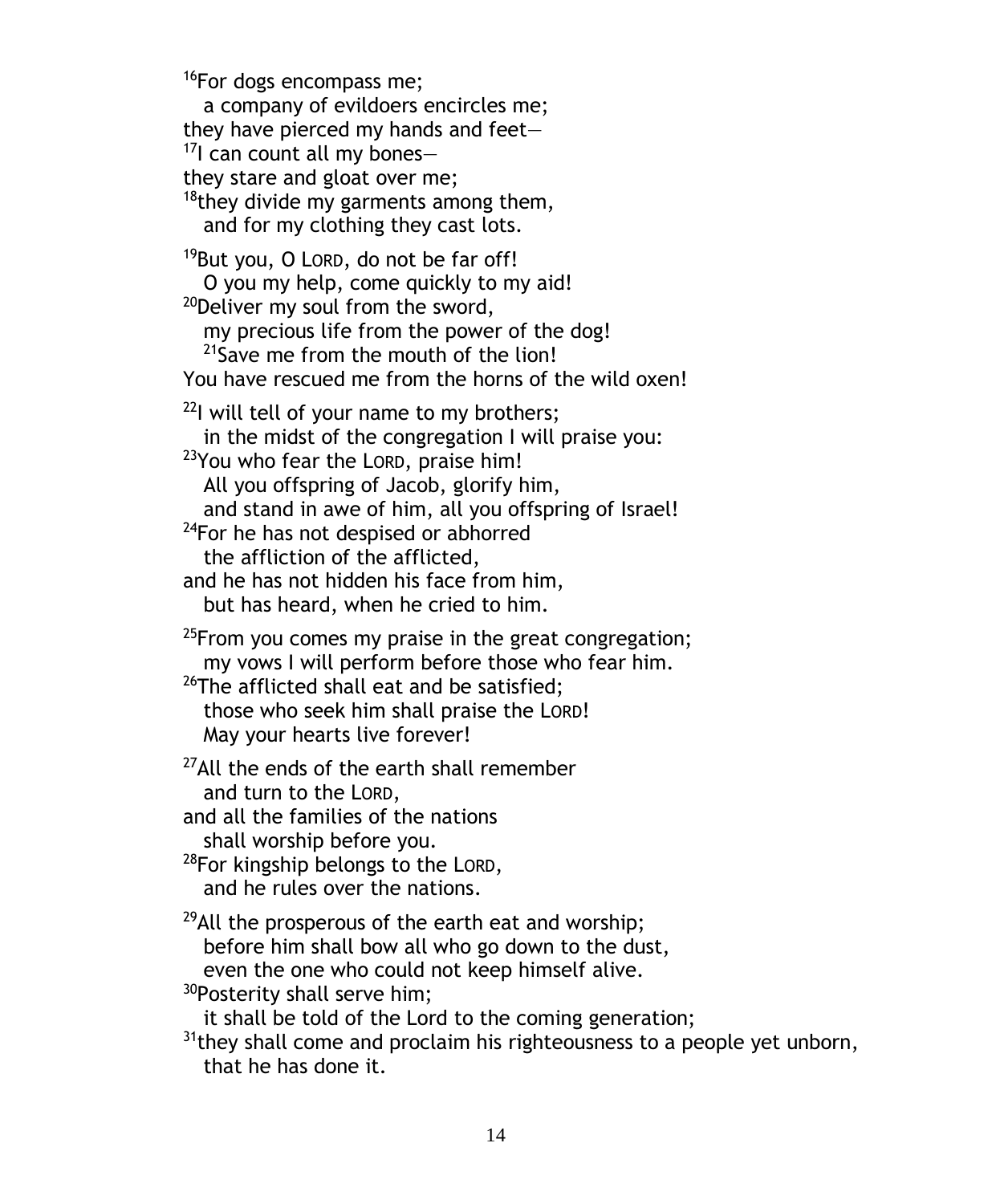[16]For dogs encompass me;
  a company of evildoers encircles me;
they have pierced my hands and feet—
[17]I can count all my bones—
they stare and gloat over me;
[18]they divide my garments among them,
  and for my clothing they cast lots.

[19]But you, O LORD, do not be far off!
  O you my help, come quickly to my aid!
[20]Deliver my soul from the sword,
  my precious life from the power of the dog!
  [21]Save me from the mouth of the lion!
You have rescued me from the horns of the wild oxen!

[22]I will tell of your name to my brothers;
  in the midst of the congregation I will praise you:
[23]You who fear the LORD, praise him!
  All you offspring of Jacob, glorify him,
  and stand in awe of him, all you offspring of Israel!
[24]For he has not despised or abhorred
  the affliction of the afflicted,
and he has not hidden his face from him,
  but has heard, when he cried to him.

[25]From you comes my praise in the great congregation;
  my vows I will perform before those who fear him.
[26]The afflicted shall eat and be satisfied;
  those who seek him shall praise the LORD!
  May your hearts live forever!

[27]All the ends of the earth shall remember
  and turn to the LORD,
and all the families of the nations
  shall worship before you.
[28]For kingship belongs to the LORD,
  and he rules over the nations.

[29]All the prosperous of the earth eat and worship;
  before him shall bow all who go down to the dust,
  even the one who could not keep himself alive.
[30]Posterity shall serve him;
  it shall be told of the Lord to the coming generation;
[31]they shall come and proclaim his righteousness to a people yet unborn,
  that he has done it.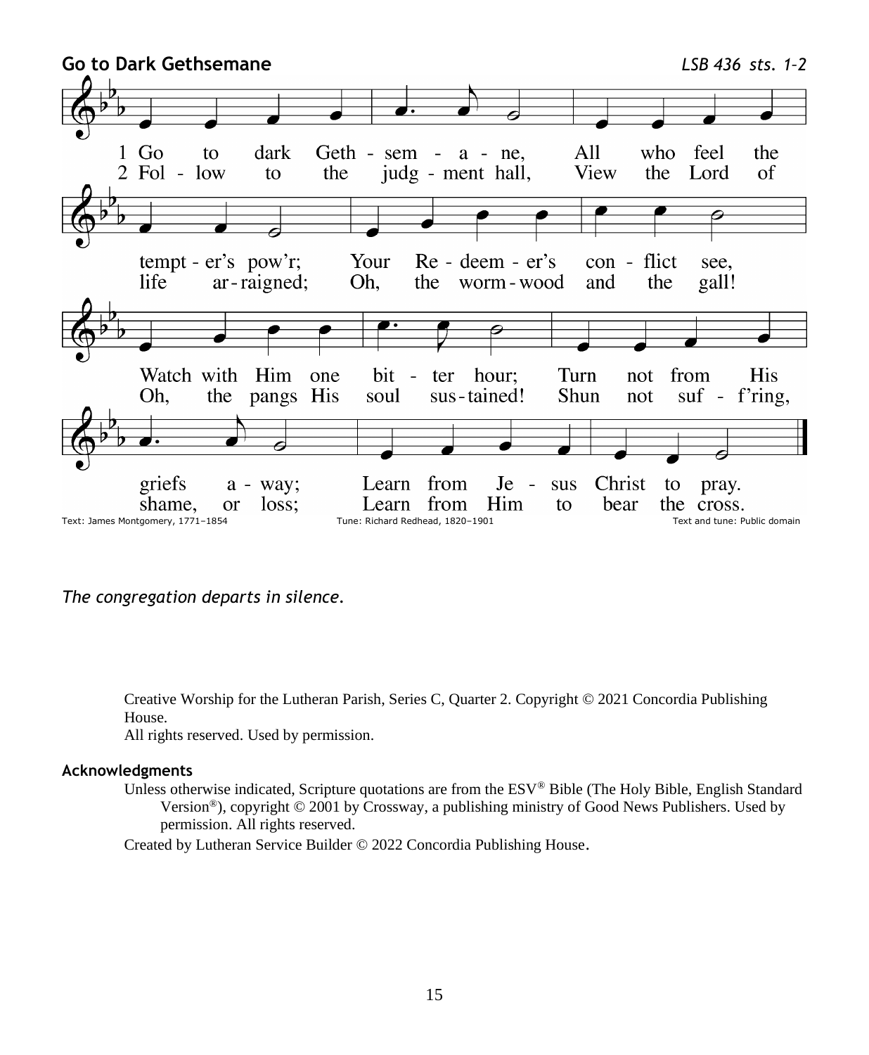**Go to Dark Gethsemane** *LSB 436 sts. 1–2*

1 Go to dark Geth - sem - a - ne, All who feel the tempt - er's pow'r; Your Re - deem - er's con - flict see, Watch with Him one bit - ter hour; Turn not from His griefs a - way; Learn from Je - sus Christ to pray.

2 Fol - low to the judg - ment hall, View the Lord of life ar - raigned; Oh, the worm - wood and the gall! Oh, the pangs His soul sus - tained! Shun not suf - f'ring, shame, or loss; Learn from Him to bear the cross.

Text: James Montgomery, 1771–1854 Tune: Richard Redhead, 1820–1901 Text and tune: Public domain

*The congregation departs in silence.*

Creative Worship for the Lutheran Parish, Series C, Quarter 2. Copyright © 2021 Concordia Publishing House.
All rights reserved. Used by permission.

**Acknowledgments**

Unless otherwise indicated, Scripture quotations are from the ESV® Bible (The Holy Bible, English Standard Version®), copyright © 2001 by Crossway, a publishing ministry of Good News Publishers. Used by permission. All rights reserved.

Created by Lutheran Service Builder © 2022 Concordia Publishing House.